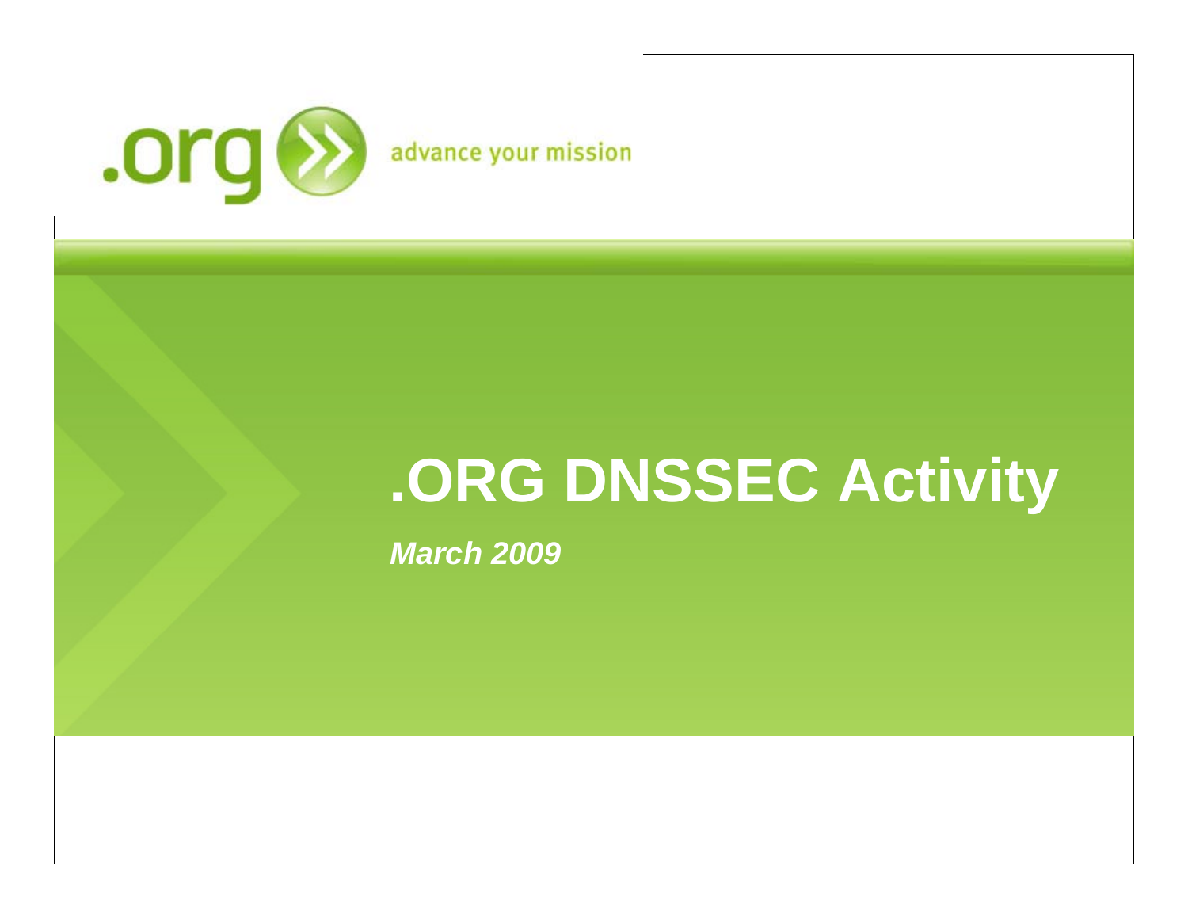.org advance your mission

# .ORG DNSSEC Activity

***March 2009***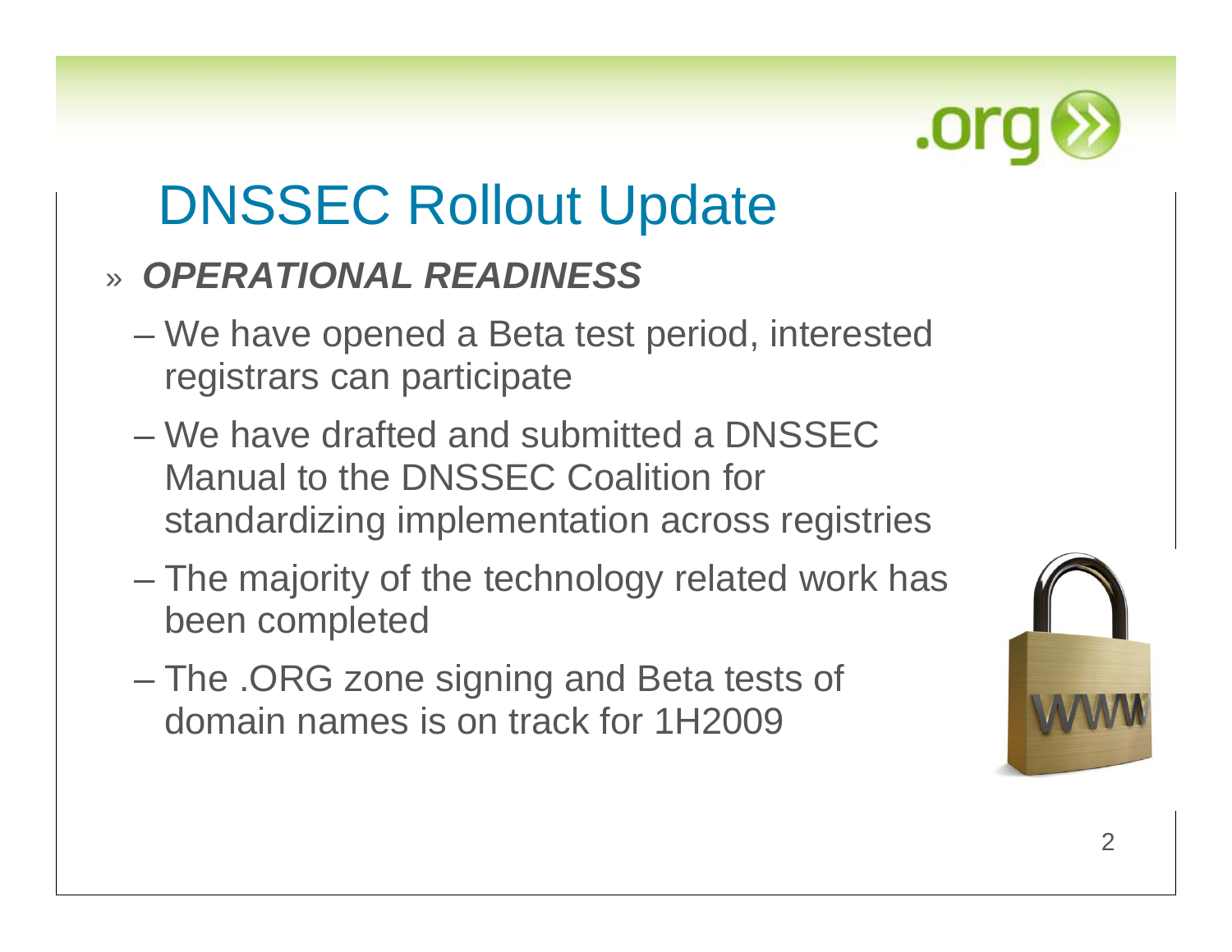# DNSSEC Rollout Update

- ***OPERATIONAL READINESS***
  - We have opened a Beta test period, interested registrars can participate
  - We have drafted and submitted a DNSSEC Manual to the DNSSEC Coalition for standardizing implementation across registries
  - The majority of the technology related work has been completed
  - The .ORG zone signing and Beta tests of domain names is on track for 1H2009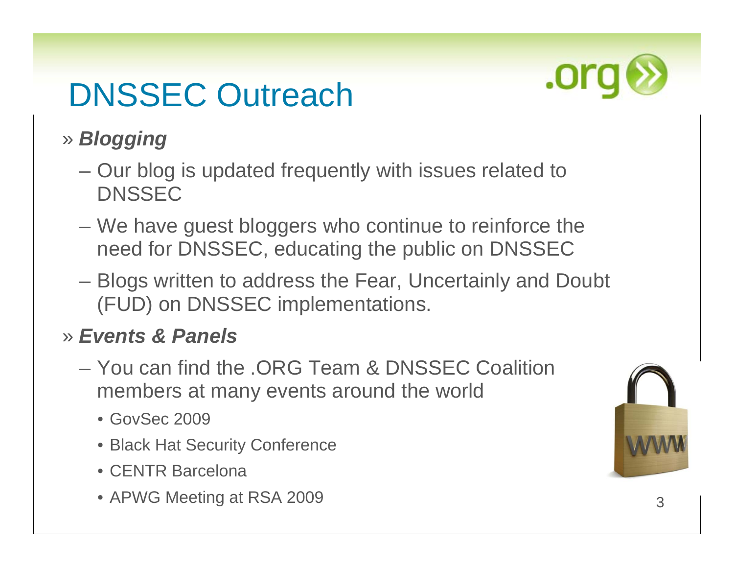# DNSSEC Outreach

» ***Blogging***

- Our blog is updated frequently with issues related to DNSSEC
- We have guest bloggers who continue to reinforce the need for DNSSEC, educating the public on DNSSEC
- Blogs written to address the Fear, Uncertainly and Doubt (FUD) on DNSSEC implementations.

» ***Events & Panels***

- You can find the .ORG Team & DNSSEC Coalition members at many events around the world
  - GovSec 2009
  - Black Hat Security Conference
  - CENTR Barcelona
  - APWG Meeting at RSA 2009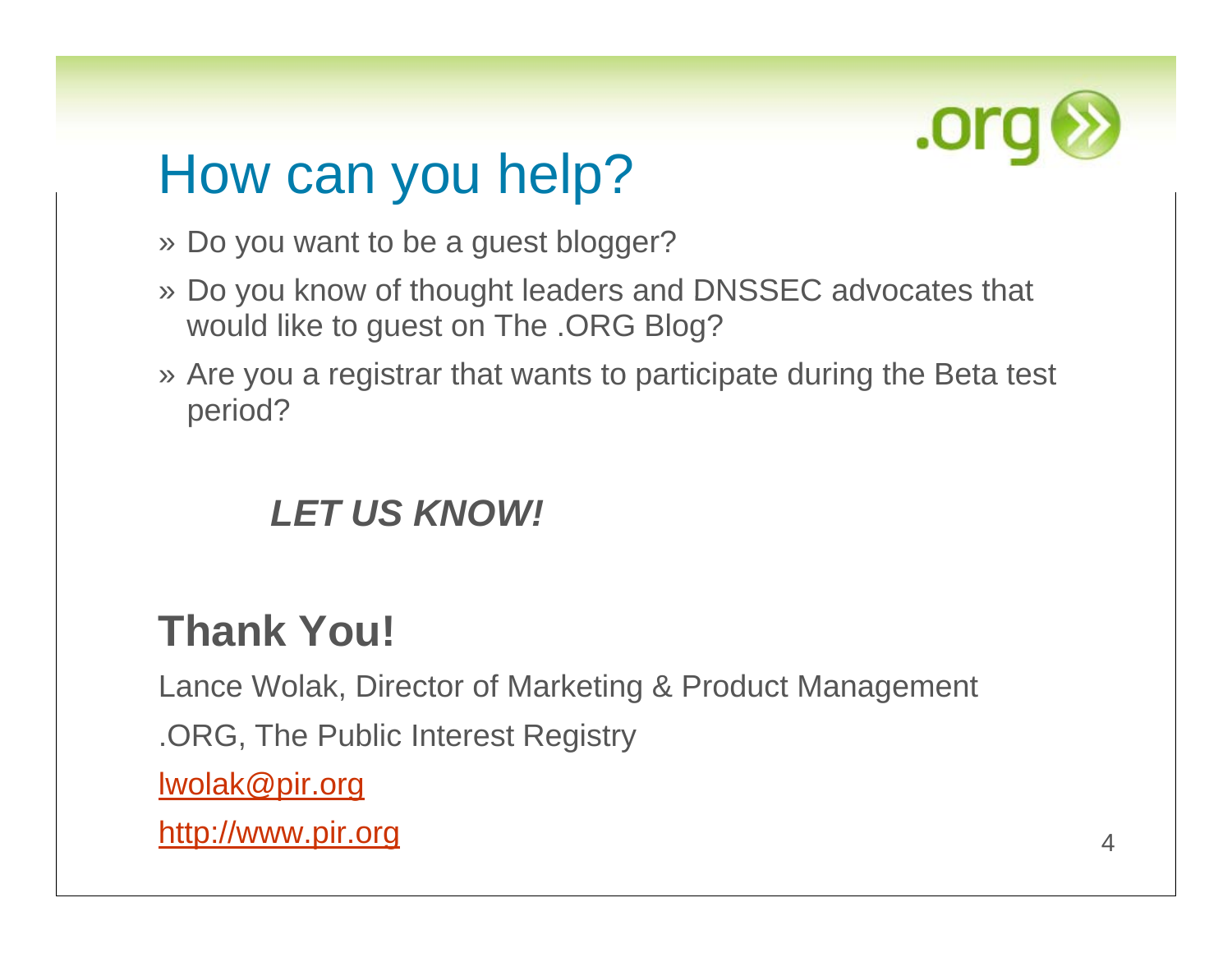# How can you help?

- Do you want to be a guest blogger?
- Do you know of thought leaders and DNSSEC advocates that would like to guest on The .ORG Blog?
- Are you a registrar that wants to participate during the Beta test period?

***LET US KNOW!***

## Thank You!

Lance Wolak, Director of Marketing & Product Management

.ORG, The Public Interest Registry

[lwolak@pir.org](mailto:lwolak@pir.org)

[http://www.pir.org](http://www.pir.org)